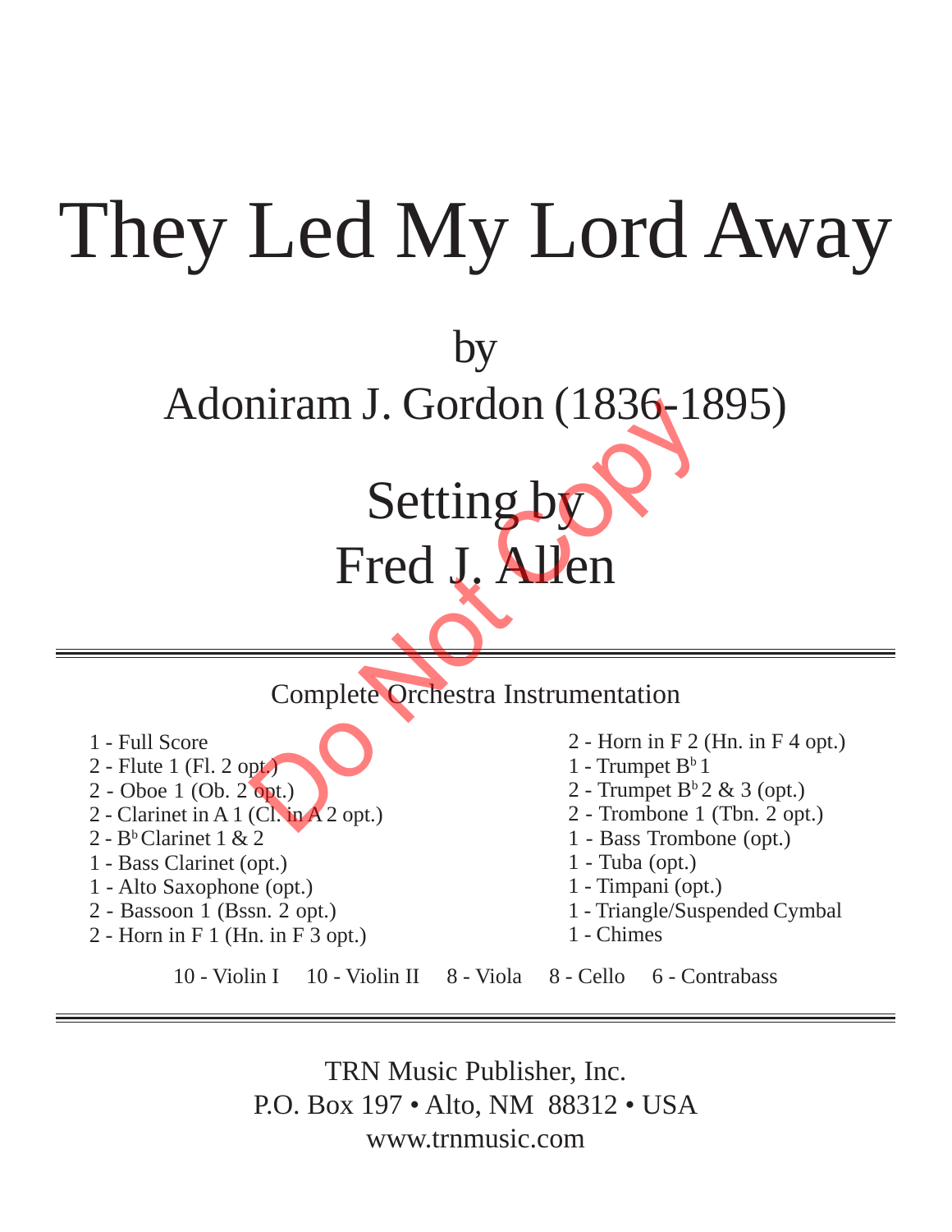# They Led My Lord Away

by

Adoniram J. Gordon (1836-1895)

Setting by

Fred J. Allen

Do Not Copy

---

Complete Orchestra Instrumentation

- 1 - Full Score
- 2 - Flute 1 (Fl. 2 opt.)
- 2 - Oboe 1 (Ob. 2 opt.)
- 2 - Clarinet in A 1 (Cl. in A 2 opt.)
- 2 - B♭ Clarinet 1 & 2
- 1 - Bass Clarinet (opt.)
- 1 - Alto Saxophone (opt.)
- 2 - Bassoon 1 (Bssn. 2 opt.)
- 2 - Horn in F 1 (Hn. in F 3 opt.)
- 2 - Horn in F 2 (Hn. in F 4 opt.)
- 1 - Trumpet B♭ 1
- 2 - Trumpet B♭ 2 & 3 (opt.)
- 2 - Trombone 1 (Tbn. 2 opt.)
- 1 - Bass Trombone (opt.)
- 1 - Tuba (opt.)
- 1 - Timpani (opt.)
- 1 - Triangle/Suspended Cymbal
- 1 - Chimes

10 - Violin I 10 - Violin II 8 - Viola 8 - Cello 6 - Contrabass

---

TRN Music Publisher, Inc.
P.O. Box 197 • Alto, NM 88312 • USA
www.trnmusic.com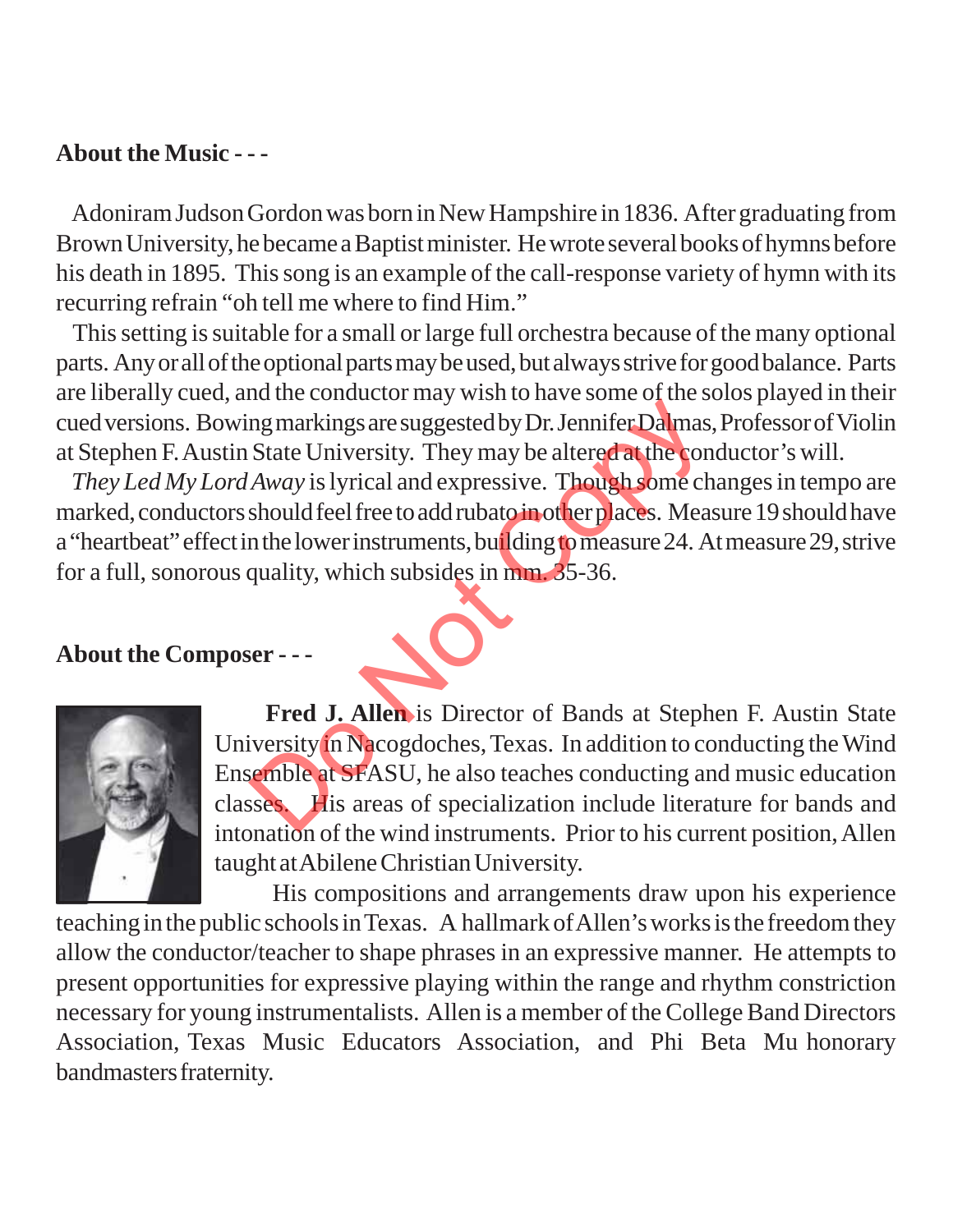**About the Music - - -**

Adoniram Judson Gordon was born in New Hampshire in 1836. After graduating from Brown University, he became a Baptist minister. He wrote several books of hymns before his death in 1895. This song is an example of the call-response variety of hymn with its recurring refrain "oh tell me where to find Him."

This setting is suitable for a small or large full orchestra because of the many optional parts. Any or all of the optional parts may be used, but always strive for good balance. Parts are liberally cued, and the conductor may wish to have some of the solos played in their cued versions. Bowing markings are suggested by Dr. Jennifer Dalmas, Professor of Violin at Stephen F. Austin State University. They may be altered at the conductor's will.

*They Led My Lord Away* is lyrical and expressive. Though some changes in tempo are marked, conductors should feel free to add rubato in other places. Measure 19 should have a "heartbeat" effect in the lower instruments, building to measure 24. At measure 29, strive for a full, sonorous quality, which subsides in mm. 35-36.

**About the Composer - - -**

**Fred J. Allen** is Director of Bands at Stephen F. Austin State University in Nacogdoches, Texas. In addition to conducting the Wind Ensemble at SFASU, he also teaches conducting and music education classes. His areas of specialization include literature for bands and intonation of the wind instruments. Prior to his current position, Allen taught at Abilene Christian University.

His compositions and arrangements draw upon his experience teaching in the public schools in Texas. A hallmark of Allen's works is the freedom they allow the conductor/teacher to shape phrases in an expressive manner. He attempts to present opportunities for expressive playing within the range and rhythm constriction necessary for young instrumentalists. Allen is a member of the College Band Directors Association, Texas Music Educators Association, and Phi Beta Mu honorary bandmasters fraternity.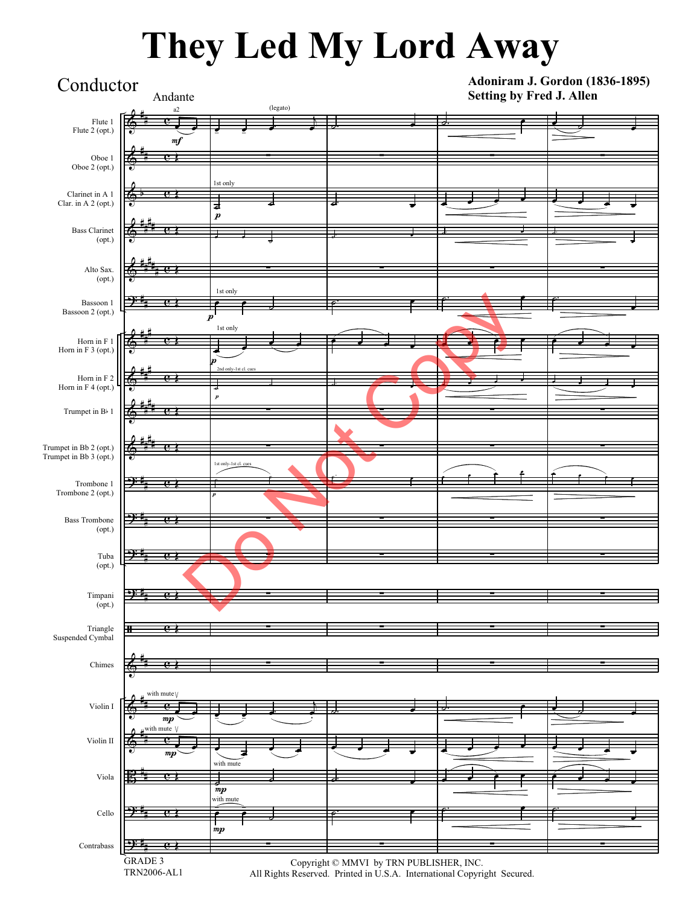# They Led My Lord Away

Conductor

**Adoniram J. Gordon (1836-1895)**
**Setting by Fred J. Allen**

Andante

Flute 1
Flute 2 (opt.)

Oboe 1
Oboe 2 (opt.)

Clarinet in A 1
Clar. in A 2 (opt.)

Bass Clarinet (opt.)

Alto Sax. (opt.)

Bassoon 1
Bassoon 2 (opt.)

Horn in F 1
Horn in F 3 (opt.)

Horn in F 2
Horn in F 4 (opt.)

Trumpet in B♭ 1

Trumpet in Bb 2 (opt.)
Trumpet in Bb 3 (opt.)

Trombone 1
Trombone 2 (opt.)

Bass Trombone (opt.)

Tuba (opt.)

Timpani (opt.)

Triangle
Suspended Cymbal

Chimes

Violin I

Violin II

Viola

Cello

Contrabass

Do Not Copy

GRADE 3
TRN2006-AL1

Copyright © MMVI by TRN PUBLISHER, INC.
All Rights Reserved. Printed in U.S.A. International Copyright Secured.